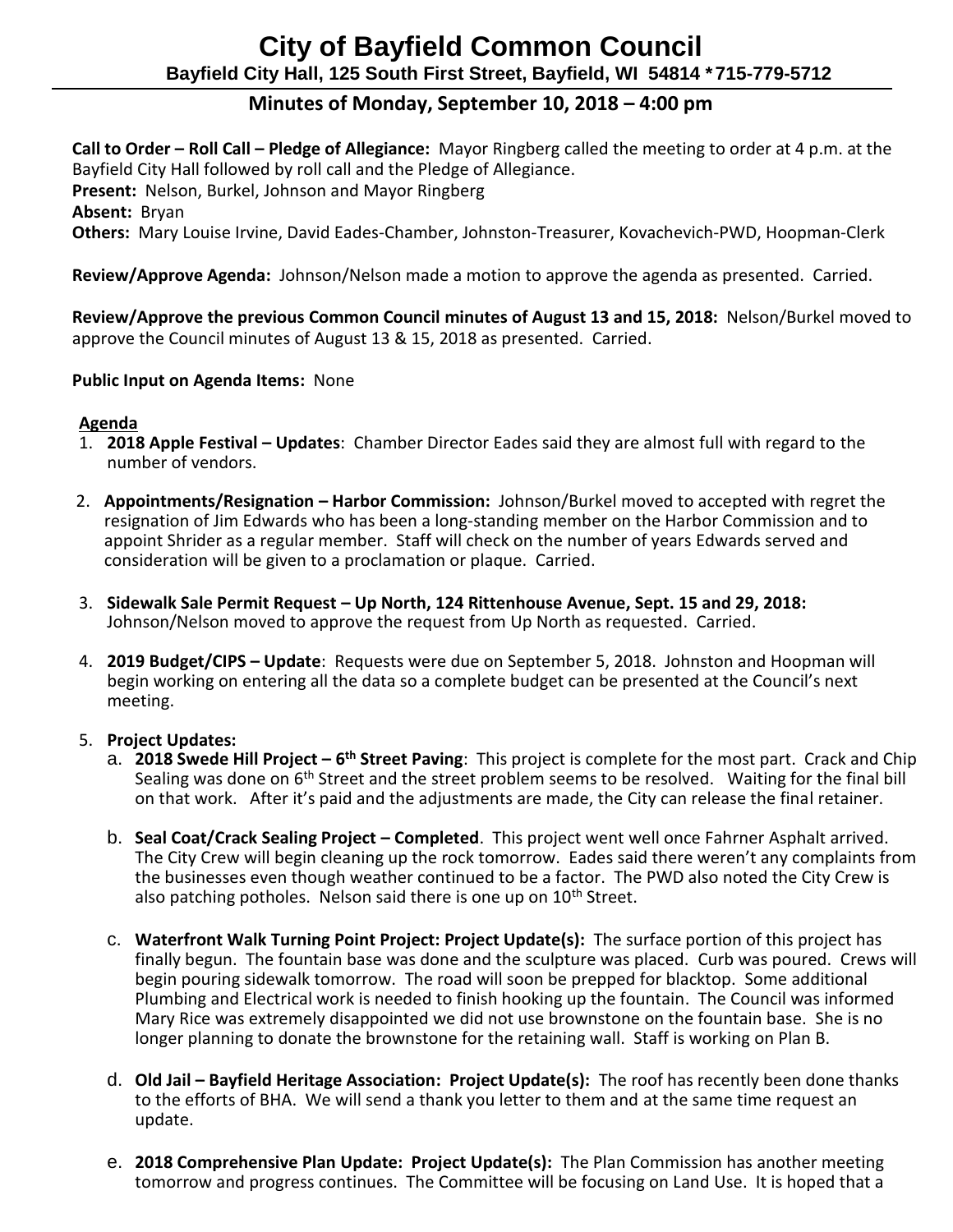# City of Bayfield Common Council

**Bayfield City Hall, 125 South First Street, Bayfield, WI 54814 *715-779-5712**

## Minutes of Monday, September 10, 2018 – 4:00 pm

**Call to Order – Roll Call – Pledge of Allegiance:** Mayor Ringberg called the meeting to order at 4 p.m. at the Bayfield City Hall followed by roll call and the Pledge of Allegiance.
**Present:** Nelson, Burkel, Johnson and Mayor Ringberg
**Absent:** Bryan
**Others:** Mary Louise Irvine, David Eades-Chamber, Johnston-Treasurer, Kovachevich-PWD, Hoopman-Clerk

**Review/Approve Agenda:** Johnson/Nelson made a motion to approve the agenda as presented. Carried.

**Review/Approve the previous Common Council minutes of August 13 and 15, 2018:** Nelson/Burkel moved to approve the Council minutes of August 13 & 15, 2018 as presented. Carried.

**Public Input on Agenda Items:** None

**Agenda**

1. **2018 Apple Festival – Updates**: Chamber Director Eades said they are almost full with regard to the number of vendors.

2. **Appointments/Resignation – Harbor Commission:** Johnson/Burkel moved to accepted with regret the resignation of Jim Edwards who has been a long-standing member on the Harbor Commission and to appoint Shrider as a regular member. Staff will check on the number of years Edwards served and consideration will be given to a proclamation or plaque. Carried.

3. **Sidewalk Sale Permit Request – Up North, 124 Rittenhouse Avenue, Sept. 15 and 29, 2018:** Johnson/Nelson moved to approve the request from Up North as requested. Carried.

4. **2019 Budget/CIPS – Update**: Requests were due on September 5, 2018. Johnston and Hoopman will begin working on entering all the data so a complete budget can be presented at the Council's next meeting.

5. **Project Updates:**
   a. **2018 Swede Hill Project – 6th Street Paving**: This project is complete for the most part. Crack and Chip Sealing was done on 6th Street and the street problem seems to be resolved. Waiting for the final bill on that work. After it's paid and the adjustments are made, the City can release the final retainer.

   b. **Seal Coat/Crack Sealing Project – Completed**. This project went well once Fahrner Asphalt arrived. The City Crew will begin cleaning up the rock tomorrow. Eades said there weren't any complaints from the businesses even though weather continued to be a factor. The PWD also noted the City Crew is also patching potholes. Nelson said there is one up on 10th Street.

   c. **Waterfront Walk Turning Point Project: Project Update(s):** The surface portion of this project has finally begun. The fountain base was done and the sculpture was placed. Curb was poured. Crews will begin pouring sidewalk tomorrow. The road will soon be prepped for blacktop. Some additional Plumbing and Electrical work is needed to finish hooking up the fountain. The Council was informed Mary Rice was extremely disappointed we did not use brownstone on the fountain base. She is no longer planning to donate the brownstone for the retaining wall. Staff is working on Plan B.

   d. **Old Jail – Bayfield Heritage Association: Project Update(s):** The roof has recently been done thanks to the efforts of BHA. We will send a thank you letter to them and at the same time request an update.

   e. **2018 Comprehensive Plan Update: Project Update(s):** The Plan Commission has another meeting tomorrow and progress continues. The Committee will be focusing on Land Use. It is hoped that a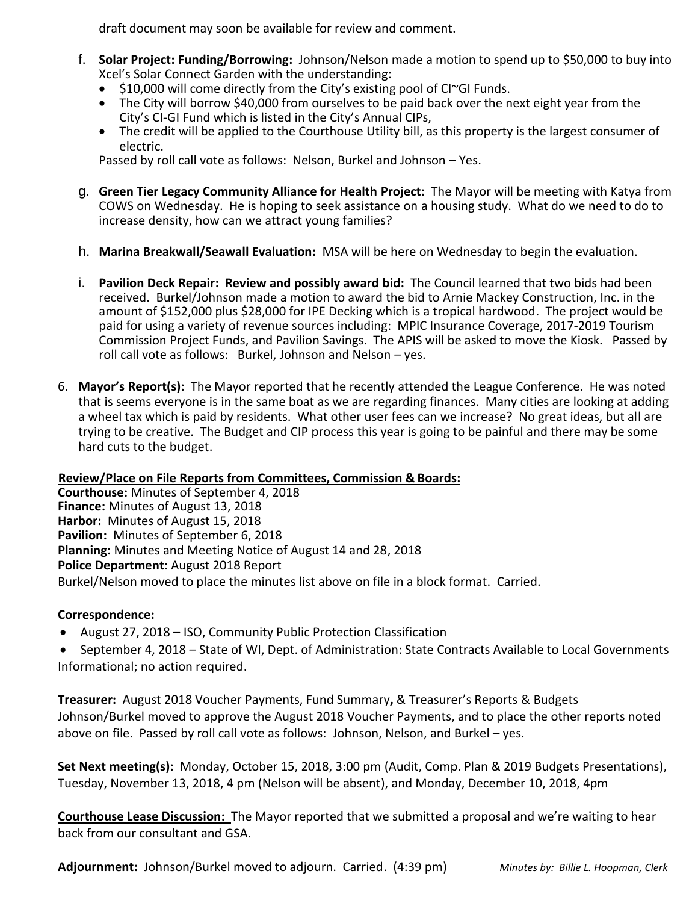draft document may soon be available for review and comment.

f. **Solar Project: Funding/Borrowing:** Johnson/Nelson made a motion to spend up to $50,000 to buy into Xcel's Solar Connect Garden with the understanding:
   - $10,000 will come directly from the City's existing pool of CI~GI Funds.
   - The City will borrow $40,000 from ourselves to be paid back over the next eight year from the City's CI-GI Fund which is listed in the City's Annual CIPs,
   - The credit will be applied to the Courthouse Utility bill, as this property is the largest consumer of electric.

   Passed by roll call vote as follows: Nelson, Burkel and Johnson – Yes.

g. **Green Tier Legacy Community Alliance for Health Project:** The Mayor will be meeting with Katya from COWS on Wednesday. He is hoping to seek assistance on a housing study. What do we need to do to increase density, how can we attract young families?

h. **Marina Breakwall/Seawall Evaluation:** MSA will be here on Wednesday to begin the evaluation.

i. **Pavilion Deck Repair: Review and possibly award bid:** The Council learned that two bids had been received. Burkel/Johnson made a motion to award the bid to Arnie Mackey Construction, Inc. in the amount of $152,000 plus $28,000 for IPE Decking which is a tropical hardwood. The project would be paid for using a variety of revenue sources including: MPIC Insurance Coverage, 2017-2019 Tourism Commission Project Funds, and Pavilion Savings. The APIS will be asked to move the Kiosk. Passed by roll call vote as follows: Burkel, Johnson and Nelson – yes.

6. **Mayor's Report(s):** The Mayor reported that he recently attended the League Conference. He was noted that is seems everyone is in the same boat as we are regarding finances. Many cities are looking at adding a wheel tax which is paid by residents. What other user fees can we increase? No great ideas, but all are trying to be creative. The Budget and CIP process this year is going to be painful and there may be some hard cuts to the budget.

**Review/Place on File Reports from Committees, Commission & Boards:**

**Courthouse:** Minutes of September 4, 2018
**Finance:** Minutes of August 13, 2018
**Harbor:** Minutes of August 15, 2018
**Pavilion:** Minutes of September 6, 2018
**Planning:** Minutes and Meeting Notice of August 14 and 28, 2018
**Police Department**: August 2018 Report
Burkel/Nelson moved to place the minutes list above on file in a block format. Carried.

**Correspondence:**

- August 27, 2018 – ISO, Community Public Protection Classification
- September 4, 2018 – State of WI, Dept. of Administration: State Contracts Available to Local Governments

Informational; no action required.

**Treasurer:** August 2018 Voucher Payments, Fund Summary**,** & Treasurer's Reports & Budgets
Johnson/Burkel moved to approve the August 2018 Voucher Payments, and to place the other reports noted above on file. Passed by roll call vote as follows: Johnson, Nelson, and Burkel – yes.

**Set Next meeting(s):** Monday, October 15, 2018, 3:00 pm (Audit, Comp. Plan & 2019 Budgets Presentations), Tuesday, November 13, 2018, 4 pm (Nelson will be absent), and Monday, December 10, 2018, 4pm

**Courthouse Lease Discussion:** The Mayor reported that we submitted a proposal and we're waiting to hear back from our consultant and GSA.

**Adjournment:** Johnson/Burkel moved to adjourn. Carried. (4:39 pm)

*Minutes by: Billie L. Hoopman, Clerk*